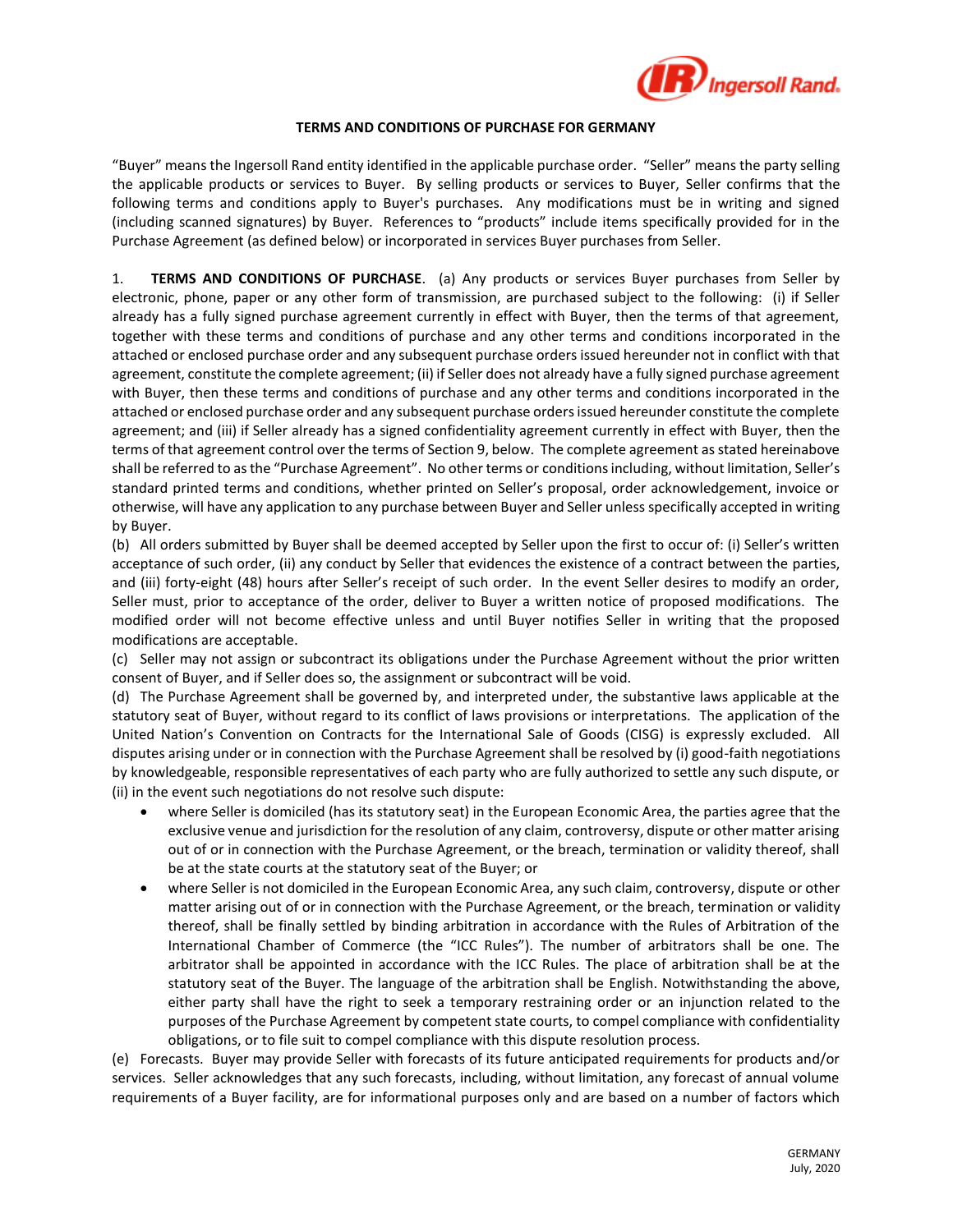# TERMS AND CONDITIONS OF PURCHASE FOR GERMANY

"Buyer" means the Ingersoll Rand entity identified in the applicable purchase order. "Seller" means the party selling the applicable products or services to Buyer. By selling products or services to Buyer, Seller confirms that the following terms and conditions apply to Buyer's purchases. Any modifications must be in writing and signed (including scanned signatures) by Buyer. References to "products" include items specifically provided for in the Purchase Agreement (as defined below) or incorporated in services Buyer purchases from Seller.

1. **TERMS AND CONDITIONS OF PURCHASE**. (a) Any products or services Buyer purchases from Seller by electronic, phone, paper or any other form of transmission, are purchased subject to the following: (i) if Seller already has a fully signed purchase agreement currently in effect with Buyer, then the terms of that agreement, together with these terms and conditions of purchase and any other terms and conditions incorporated in the attached or enclosed purchase order and any subsequent purchase orders issued hereunder not in conflict with that agreement, constitute the complete agreement; (ii) if Seller does not already have a fully signed purchase agreement with Buyer, then these terms and conditions of purchase and any other terms and conditions incorporated in the attached or enclosed purchase order and any subsequent purchase orders issued hereunder constitute the complete agreement; and (iii) if Seller already has a signed confidentiality agreement currently in effect with Buyer, then the terms of that agreement control over the terms of Section 9, below. The complete agreement as stated hereinabove shall be referred to as the "Purchase Agreement". No other terms or conditions including, without limitation, Seller's standard printed terms and conditions, whether printed on Seller's proposal, order acknowledgement, invoice or otherwise, will have any application to any purchase between Buyer and Seller unless specifically accepted in writing by Buyer.

(b) All orders submitted by Buyer shall be deemed accepted by Seller upon the first to occur of: (i) Seller's written acceptance of such order, (ii) any conduct by Seller that evidences the existence of a contract between the parties, and (iii) forty-eight (48) hours after Seller's receipt of such order. In the event Seller desires to modify an order, Seller must, prior to acceptance of the order, deliver to Buyer a written notice of proposed modifications. The modified order will not become effective unless and until Buyer notifies Seller in writing that the proposed modifications are acceptable.

(c) Seller may not assign or subcontract its obligations under the Purchase Agreement without the prior written consent of Buyer, and if Seller does so, the assignment or subcontract will be void.

(d) The Purchase Agreement shall be governed by, and interpreted under, the substantive laws applicable at the statutory seat of Buyer, without regard to its conflict of laws provisions or interpretations. The application of the United Nation's Convention on Contracts for the International Sale of Goods (CISG) is expressly excluded. All disputes arising under or in connection with the Purchase Agreement shall be resolved by (i) good-faith negotiations by knowledgeable, responsible representatives of each party who are fully authorized to settle any such dispute, or (ii) in the event such negotiations do not resolve such dispute:

- where Seller is domiciled (has its statutory seat) in the European Economic Area, the parties agree that the exclusive venue and jurisdiction for the resolution of any claim, controversy, dispute or other matter arising out of or in connection with the Purchase Agreement, or the breach, termination or validity thereof, shall be at the state courts at the statutory seat of the Buyer; or
- where Seller is not domiciled in the European Economic Area, any such claim, controversy, dispute or other matter arising out of or in connection with the Purchase Agreement, or the breach, termination or validity thereof, shall be finally settled by binding arbitration in accordance with the Rules of Arbitration of the International Chamber of Commerce (the "ICC Rules"). The number of arbitrators shall be one. The arbitrator shall be appointed in accordance with the ICC Rules. The place of arbitration shall be at the statutory seat of the Buyer. The language of the arbitration shall be English. Notwithstanding the above, either party shall have the right to seek a temporary restraining order or an injunction related to the purposes of the Purchase Agreement by competent state courts, to compel compliance with confidentiality obligations, or to file suit to compel compliance with this dispute resolution process.

(e) Forecasts. Buyer may provide Seller with forecasts of its future anticipated requirements for products and/or services. Seller acknowledges that any such forecasts, including, without limitation, any forecast of annual volume requirements of a Buyer facility, are for informational purposes only and are based on a number of factors which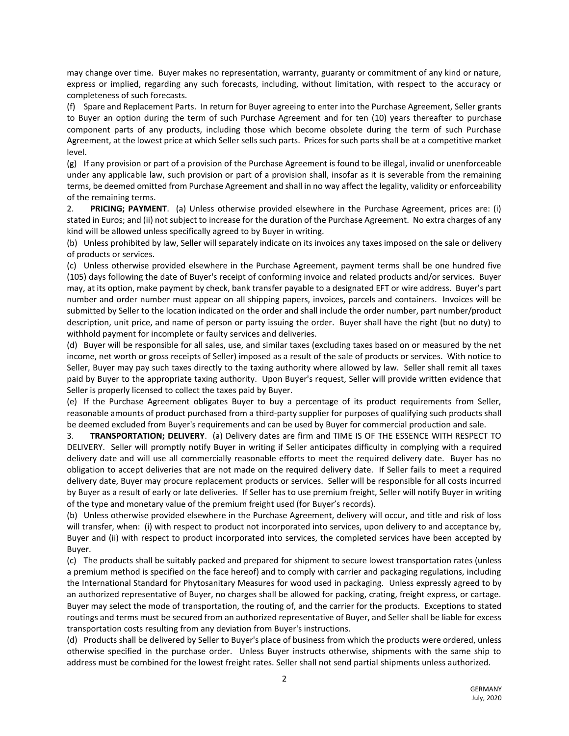may change over time. Buyer makes no representation, warranty, guaranty or commitment of any kind or nature, express or implied, regarding any such forecasts, including, without limitation, with respect to the accuracy or completeness of such forecasts.

(f) Spare and Replacement Parts. In return for Buyer agreeing to enter into the Purchase Agreement, Seller grants to Buyer an option during the term of such Purchase Agreement and for ten (10) years thereafter to purchase component parts of any products, including those which become obsolete during the term of such Purchase Agreement, at the lowest price at which Seller sells such parts. Prices for such parts shall be at a competitive market level.

(g) If any provision or part of a provision of the Purchase Agreement is found to be illegal, invalid or unenforceable under any applicable law, such provision or part of a provision shall, insofar as it is severable from the remaining terms, be deemed omitted from Purchase Agreement and shall in no way affect the legality, validity or enforceability of the remaining terms.

2. **PRICING; PAYMENT**. (a) Unless otherwise provided elsewhere in the Purchase Agreement, prices are: (i) stated in Euros; and (ii) not subject to increase for the duration of the Purchase Agreement. No extra charges of any kind will be allowed unless specifically agreed to by Buyer in writing.

(b) Unless prohibited by law, Seller will separately indicate on its invoices any taxes imposed on the sale or delivery of products or services.

(c) Unless otherwise provided elsewhere in the Purchase Agreement, payment terms shall be one hundred five (105) days following the date of Buyer's receipt of conforming invoice and related products and/or services. Buyer may, at its option, make payment by check, bank transfer payable to a designated EFT or wire address. Buyer's part number and order number must appear on all shipping papers, invoices, parcels and containers. Invoices will be submitted by Seller to the location indicated on the order and shall include the order number, part number/product description, unit price, and name of person or party issuing the order. Buyer shall have the right (but no duty) to withhold payment for incomplete or faulty services and deliveries.

(d) Buyer will be responsible for all sales, use, and similar taxes (excluding taxes based on or measured by the net income, net worth or gross receipts of Seller) imposed as a result of the sale of products or services. With notice to Seller, Buyer may pay such taxes directly to the taxing authority where allowed by law. Seller shall remit all taxes paid by Buyer to the appropriate taxing authority. Upon Buyer's request, Seller will provide written evidence that Seller is properly licensed to collect the taxes paid by Buyer.

(e) If the Purchase Agreement obligates Buyer to buy a percentage of its product requirements from Seller, reasonable amounts of product purchased from a third-party supplier for purposes of qualifying such products shall be deemed excluded from Buyer's requirements and can be used by Buyer for commercial production and sale.

3. **TRANSPORTATION; DELIVERY**. (a) Delivery dates are firm and TIME IS OF THE ESSENCE WITH RESPECT TO DELIVERY. Seller will promptly notify Buyer in writing if Seller anticipates difficulty in complying with a required delivery date and will use all commercially reasonable efforts to meet the required delivery date. Buyer has no obligation to accept deliveries that are not made on the required delivery date. If Seller fails to meet a required delivery date, Buyer may procure replacement products or services. Seller will be responsible for all costs incurred by Buyer as a result of early or late deliveries. If Seller has to use premium freight, Seller will notify Buyer in writing of the type and monetary value of the premium freight used (for Buyer's records).

(b) Unless otherwise provided elsewhere in the Purchase Agreement, delivery will occur, and title and risk of loss will transfer, when: (i) with respect to product not incorporated into services, upon delivery to and acceptance by, Buyer and (ii) with respect to product incorporated into services, the completed services have been accepted by Buyer.

(c) The products shall be suitably packed and prepared for shipment to secure lowest transportation rates (unless a premium method is specified on the face hereof) and to comply with carrier and packaging regulations, including the International Standard for Phytosanitary Measures for wood used in packaging. Unless expressly agreed to by an authorized representative of Buyer, no charges shall be allowed for packing, crating, freight express, or cartage. Buyer may select the mode of transportation, the routing of, and the carrier for the products. Exceptions to stated routings and terms must be secured from an authorized representative of Buyer, and Seller shall be liable for excess transportation costs resulting from any deviation from Buyer's instructions.

(d) Products shall be delivered by Seller to Buyer's place of business from which the products were ordered, unless otherwise specified in the purchase order. Unless Buyer instructs otherwise, shipments with the same ship to address must be combined for the lowest freight rates. Seller shall not send partial shipments unless authorized.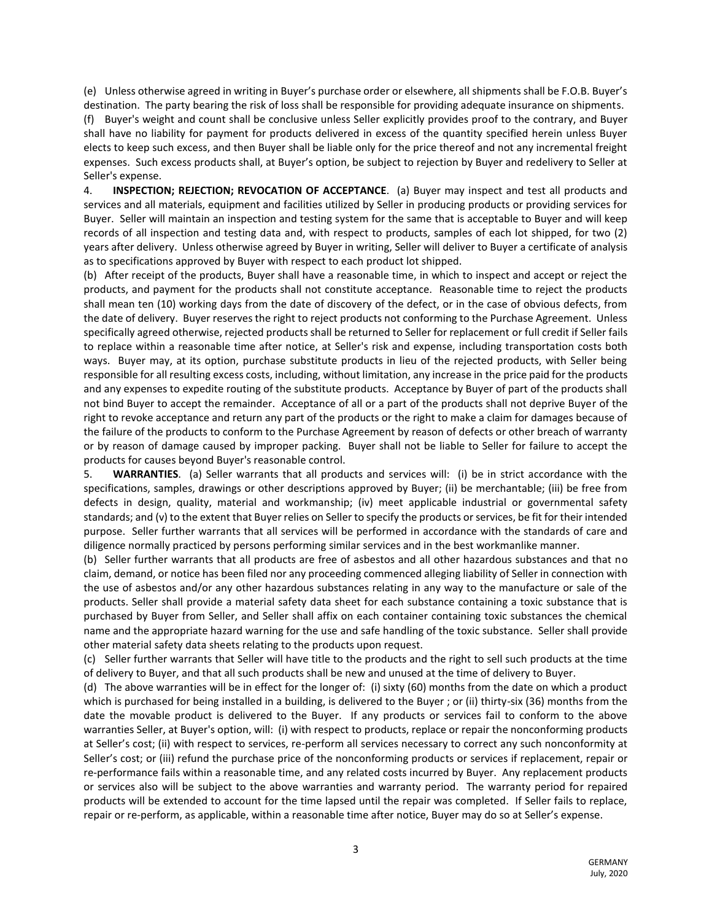(e) Unless otherwise agreed in writing in Buyer's purchase order or elsewhere, all shipments shall be F.O.B. Buyer's destination. The party bearing the risk of loss shall be responsible for providing adequate insurance on shipments.

(f) Buyer's weight and count shall be conclusive unless Seller explicitly provides proof to the contrary, and Buyer shall have no liability for payment for products delivered in excess of the quantity specified herein unless Buyer elects to keep such excess, and then Buyer shall be liable only for the price thereof and not any incremental freight expenses. Such excess products shall, at Buyer's option, be subject to rejection by Buyer and redelivery to Seller at Seller's expense.

4. **INSPECTION; REJECTION; REVOCATION OF ACCEPTANCE**. (a) Buyer may inspect and test all products and services and all materials, equipment and facilities utilized by Seller in producing products or providing services for Buyer. Seller will maintain an inspection and testing system for the same that is acceptable to Buyer and will keep records of all inspection and testing data and, with respect to products, samples of each lot shipped, for two (2) years after delivery. Unless otherwise agreed by Buyer in writing, Seller will deliver to Buyer a certificate of analysis as to specifications approved by Buyer with respect to each product lot shipped.

(b) After receipt of the products, Buyer shall have a reasonable time, in which to inspect and accept or reject the products, and payment for the products shall not constitute acceptance. Reasonable time to reject the products shall mean ten (10) working days from the date of discovery of the defect, or in the case of obvious defects, from the date of delivery. Buyer reserves the right to reject products not conforming to the Purchase Agreement. Unless specifically agreed otherwise, rejected products shall be returned to Seller for replacement or full credit if Seller fails to replace within a reasonable time after notice, at Seller's risk and expense, including transportation costs both ways. Buyer may, at its option, purchase substitute products in lieu of the rejected products, with Seller being responsible for all resulting excess costs, including, without limitation, any increase in the price paid for the products and any expenses to expedite routing of the substitute products. Acceptance by Buyer of part of the products shall not bind Buyer to accept the remainder. Acceptance of all or a part of the products shall not deprive Buyer of the right to revoke acceptance and return any part of the products or the right to make a claim for damages because of the failure of the products to conform to the Purchase Agreement by reason of defects or other breach of warranty or by reason of damage caused by improper packing. Buyer shall not be liable to Seller for failure to accept the products for causes beyond Buyer's reasonable control.

5. **WARRANTIES**. (a) Seller warrants that all products and services will: (i) be in strict accordance with the specifications, samples, drawings or other descriptions approved by Buyer; (ii) be merchantable; (iii) be free from defects in design, quality, material and workmanship; (iv) meet applicable industrial or governmental safety standards; and (v) to the extent that Buyer relies on Seller to specify the products or services, be fit for their intended purpose. Seller further warrants that all services will be performed in accordance with the standards of care and diligence normally practiced by persons performing similar services and in the best workmanlike manner.

(b) Seller further warrants that all products are free of asbestos and all other hazardous substances and that no claim, demand, or notice has been filed nor any proceeding commenced alleging liability of Seller in connection with the use of asbestos and/or any other hazardous substances relating in any way to the manufacture or sale of the products. Seller shall provide a material safety data sheet for each substance containing a toxic substance that is purchased by Buyer from Seller, and Seller shall affix on each container containing toxic substances the chemical name and the appropriate hazard warning for the use and safe handling of the toxic substance. Seller shall provide other material safety data sheets relating to the products upon request.

(c) Seller further warrants that Seller will have title to the products and the right to sell such products at the time of delivery to Buyer, and that all such products shall be new and unused at the time of delivery to Buyer.

(d) The above warranties will be in effect for the longer of: (i) sixty (60) months from the date on which a product which is purchased for being installed in a building, is delivered to the Buyer ; or (ii) thirty-six (36) months from the date the movable product is delivered to the Buyer. If any products or services fail to conform to the above warranties Seller, at Buyer's option, will: (i) with respect to products, replace or repair the nonconforming products at Seller's cost; (ii) with respect to services, re-perform all services necessary to correct any such nonconformity at Seller's cost; or (iii) refund the purchase price of the nonconforming products or services if replacement, repair or re-performance fails within a reasonable time, and any related costs incurred by Buyer. Any replacement products or services also will be subject to the above warranties and warranty period. The warranty period for repaired products will be extended to account for the time lapsed until the repair was completed. If Seller fails to replace, repair or re-perform, as applicable, within a reasonable time after notice, Buyer may do so at Seller's expense.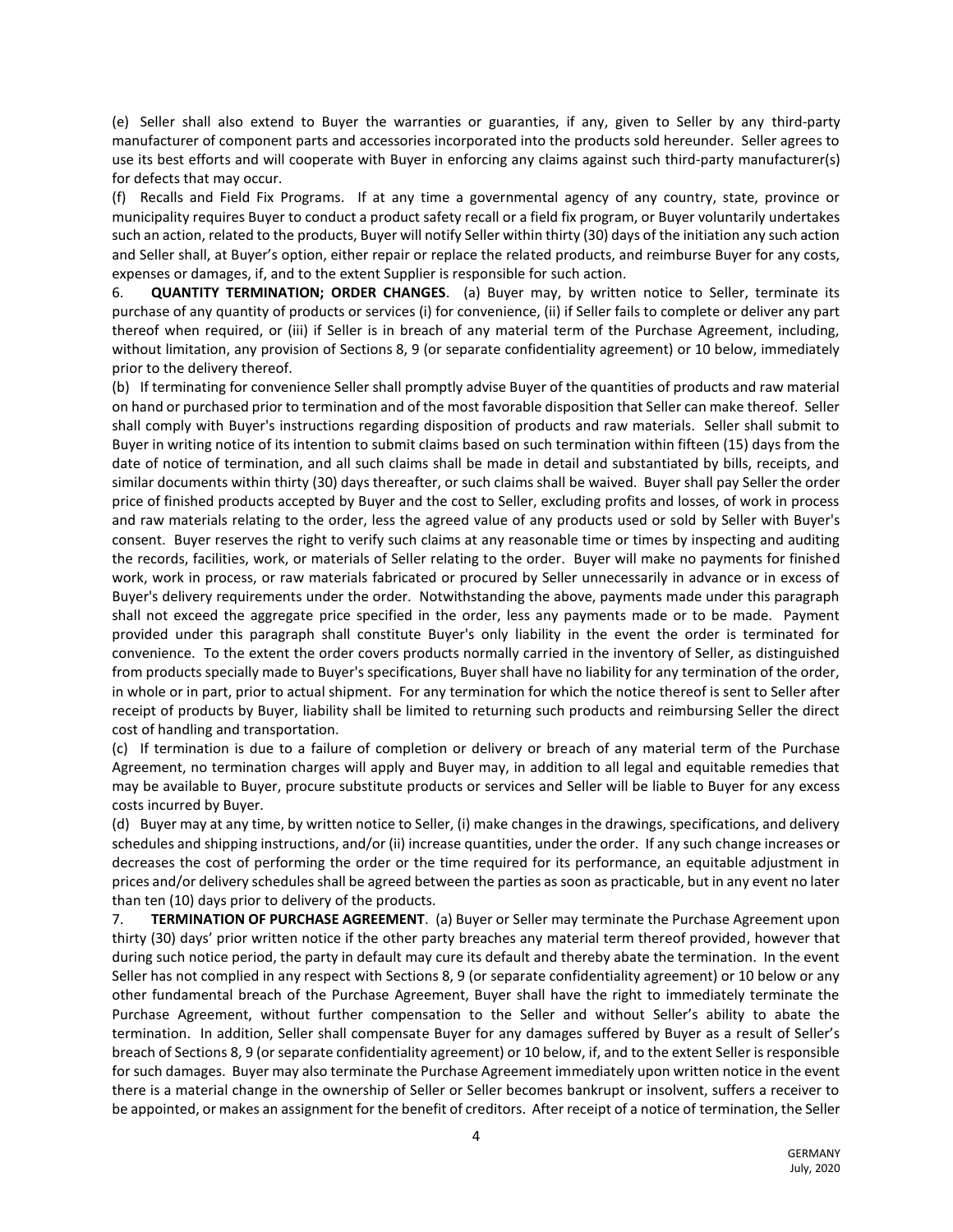(e) Seller shall also extend to Buyer the warranties or guaranties, if any, given to Seller by any third-party manufacturer of component parts and accessories incorporated into the products sold hereunder. Seller agrees to use its best efforts and will cooperate with Buyer in enforcing any claims against such third-party manufacturer(s) for defects that may occur.

(f) Recalls and Field Fix Programs. If at any time a governmental agency of any country, state, province or municipality requires Buyer to conduct a product safety recall or a field fix program, or Buyer voluntarily undertakes such an action, related to the products, Buyer will notify Seller within thirty (30) days of the initiation any such action and Seller shall, at Buyer's option, either repair or replace the related products, and reimburse Buyer for any costs, expenses or damages, if, and to the extent Supplier is responsible for such action.

6. **QUANTITY TERMINATION; ORDER CHANGES**. (a) Buyer may, by written notice to Seller, terminate its purchase of any quantity of products or services (i) for convenience, (ii) if Seller fails to complete or deliver any part thereof when required, or (iii) if Seller is in breach of any material term of the Purchase Agreement, including, without limitation, any provision of Sections 8, 9 (or separate confidentiality agreement) or 10 below, immediately prior to the delivery thereof.

(b) If terminating for convenience Seller shall promptly advise Buyer of the quantities of products and raw material on hand or purchased prior to termination and of the most favorable disposition that Seller can make thereof. Seller shall comply with Buyer's instructions regarding disposition of products and raw materials. Seller shall submit to Buyer in writing notice of its intention to submit claims based on such termination within fifteen (15) days from the date of notice of termination, and all such claims shall be made in detail and substantiated by bills, receipts, and similar documents within thirty (30) days thereafter, or such claims shall be waived. Buyer shall pay Seller the order price of finished products accepted by Buyer and the cost to Seller, excluding profits and losses, of work in process and raw materials relating to the order, less the agreed value of any products used or sold by Seller with Buyer's consent. Buyer reserves the right to verify such claims at any reasonable time or times by inspecting and auditing the records, facilities, work, or materials of Seller relating to the order. Buyer will make no payments for finished work, work in process, or raw materials fabricated or procured by Seller unnecessarily in advance or in excess of Buyer's delivery requirements under the order. Notwithstanding the above, payments made under this paragraph shall not exceed the aggregate price specified in the order, less any payments made or to be made. Payment provided under this paragraph shall constitute Buyer's only liability in the event the order is terminated for convenience. To the extent the order covers products normally carried in the inventory of Seller, as distinguished from products specially made to Buyer's specifications, Buyer shall have no liability for any termination of the order, in whole or in part, prior to actual shipment. For any termination for which the notice thereof is sent to Seller after receipt of products by Buyer, liability shall be limited to returning such products and reimbursing Seller the direct cost of handling and transportation.

(c) If termination is due to a failure of completion or delivery or breach of any material term of the Purchase Agreement, no termination charges will apply and Buyer may, in addition to all legal and equitable remedies that may be available to Buyer, procure substitute products or services and Seller will be liable to Buyer for any excess costs incurred by Buyer.

(d) Buyer may at any time, by written notice to Seller, (i) make changes in the drawings, specifications, and delivery schedules and shipping instructions, and/or (ii) increase quantities, under the order. If any such change increases or decreases the cost of performing the order or the time required for its performance, an equitable adjustment in prices and/or delivery schedules shall be agreed between the parties as soon as practicable, but in any event no later than ten (10) days prior to delivery of the products.

7. **TERMINATION OF PURCHASE AGREEMENT**. (a) Buyer or Seller may terminate the Purchase Agreement upon thirty (30) days' prior written notice if the other party breaches any material term thereof provided, however that during such notice period, the party in default may cure its default and thereby abate the termination. In the event Seller has not complied in any respect with Sections 8, 9 (or separate confidentiality agreement) or 10 below or any other fundamental breach of the Purchase Agreement, Buyer shall have the right to immediately terminate the Purchase Agreement, without further compensation to the Seller and without Seller's ability to abate the termination. In addition, Seller shall compensate Buyer for any damages suffered by Buyer as a result of Seller's breach of Sections 8, 9 (or separate confidentiality agreement) or 10 below, if, and to the extent Seller is responsible for such damages. Buyer may also terminate the Purchase Agreement immediately upon written notice in the event there is a material change in the ownership of Seller or Seller becomes bankrupt or insolvent, suffers a receiver to be appointed, or makes an assignment for the benefit of creditors. After receipt of a notice of termination, the Seller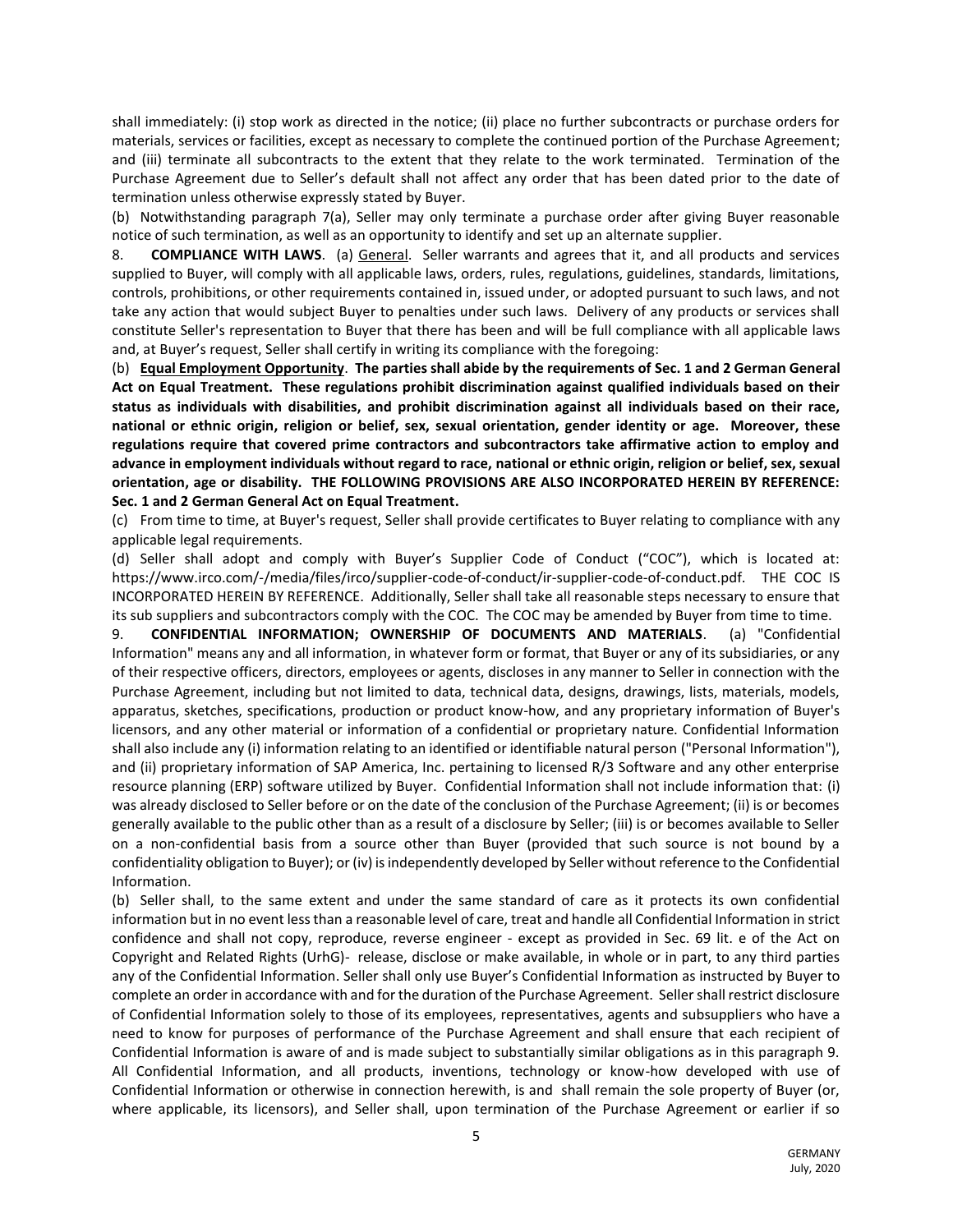shall immediately: (i) stop work as directed in the notice; (ii) place no further subcontracts or purchase orders for materials, services or facilities, except as necessary to complete the continued portion of the Purchase Agreement; and (iii) terminate all subcontracts to the extent that they relate to the work terminated. Termination of the Purchase Agreement due to Seller's default shall not affect any order that has been dated prior to the date of termination unless otherwise expressly stated by Buyer.

(b) Notwithstanding paragraph 7(a), Seller may only terminate a purchase order after giving Buyer reasonable notice of such termination, as well as an opportunity to identify and set up an alternate supplier.

8. **COMPLIANCE WITH LAWS**. (a) General. Seller warrants and agrees that it, and all products and services supplied to Buyer, will comply with all applicable laws, orders, rules, regulations, guidelines, standards, limitations, controls, prohibitions, or other requirements contained in, issued under, or adopted pursuant to such laws, and not take any action that would subject Buyer to penalties under such laws. Delivery of any products or services shall constitute Seller's representation to Buyer that there has been and will be full compliance with all applicable laws and, at Buyer's request, Seller shall certify in writing its compliance with the foregoing:

(b) **Equal Employment Opportunity**. **The parties shall abide by the requirements of Sec. 1 and 2 German General Act on Equal Treatment. These regulations prohibit discrimination against qualified individuals based on their status as individuals with disabilities, and prohibit discrimination against all individuals based on their race, national or ethnic origin, religion or belief, sex, sexual orientation, gender identity or age. Moreover, these regulations require that covered prime contractors and subcontractors take affirmative action to employ and advance in employment individuals without regard to race, national or ethnic origin, religion or belief, sex, sexual orientation, age or disability. THE FOLLOWING PROVISIONS ARE ALSO INCORPORATED HEREIN BY REFERENCE: Sec. 1 and 2 German General Act on Equal Treatment.**

(c) From time to time, at Buyer's request, Seller shall provide certificates to Buyer relating to compliance with any applicable legal requirements.

(d) Seller shall adopt and comply with Buyer's Supplier Code of Conduct ("COC"), which is located at: https://www.irco.com/-/media/files/irco/supplier-code-of-conduct/ir-supplier-code-of-conduct.pdf. THE COC IS INCORPORATED HEREIN BY REFERENCE. Additionally, Seller shall take all reasonable steps necessary to ensure that its sub suppliers and subcontractors comply with the COC. The COC may be amended by Buyer from time to time.

9. **CONFIDENTIAL INFORMATION; OWNERSHIP OF DOCUMENTS AND MATERIALS**. (a) "Confidential Information" means any and all information, in whatever form or format, that Buyer or any of its subsidiaries, or any of their respective officers, directors, employees or agents, discloses in any manner to Seller in connection with the Purchase Agreement, including but not limited to data, technical data, designs, drawings, lists, materials, models, apparatus, sketches, specifications, production or product know-how, and any proprietary information of Buyer's licensors, and any other material or information of a confidential or proprietary nature. Confidential Information shall also include any (i) information relating to an identified or identifiable natural person ("Personal Information"), and (ii) proprietary information of SAP America, Inc. pertaining to licensed R/3 Software and any other enterprise resource planning (ERP) software utilized by Buyer. Confidential Information shall not include information that: (i) was already disclosed to Seller before or on the date of the conclusion of the Purchase Agreement; (ii) is or becomes generally available to the public other than as a result of a disclosure by Seller; (iii) is or becomes available to Seller on a non-confidential basis from a source other than Buyer (provided that such source is not bound by a confidentiality obligation to Buyer); or (iv) is independently developed by Seller without reference to the Confidential Information.

(b) Seller shall, to the same extent and under the same standard of care as it protects its own confidential information but in no event less than a reasonable level of care, treat and handle all Confidential Information in strict confidence and shall not copy, reproduce, reverse engineer - except as provided in Sec. 69 lit. e of the Act on Copyright and Related Rights (UrhG)- release, disclose or make available, in whole or in part, to any third parties any of the Confidential Information. Seller shall only use Buyer's Confidential Information as instructed by Buyer to complete an order in accordance with and for the duration of the Purchase Agreement. Seller shall restrict disclosure of Confidential Information solely to those of its employees, representatives, agents and subsuppliers who have a need to know for purposes of performance of the Purchase Agreement and shall ensure that each recipient of Confidential Information is aware of and is made subject to substantially similar obligations as in this paragraph 9. All Confidential Information, and all products, inventions, technology or know-how developed with use of Confidential Information or otherwise in connection herewith, is and shall remain the sole property of Buyer (or, where applicable, its licensors), and Seller shall, upon termination of the Purchase Agreement or earlier if so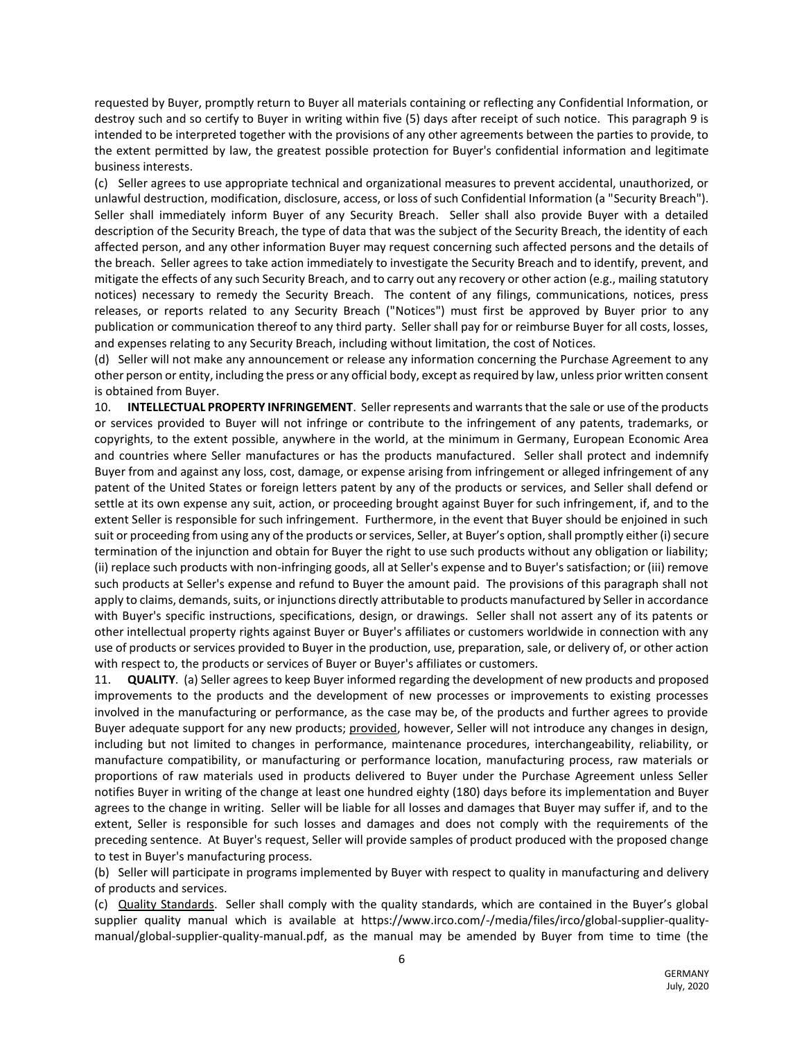requested by Buyer, promptly return to Buyer all materials containing or reflecting any Confidential Information, or destroy such and so certify to Buyer in writing within five (5) days after receipt of such notice. This paragraph 9 is intended to be interpreted together with the provisions of any other agreements between the parties to provide, to the extent permitted by law, the greatest possible protection for Buyer's confidential information and legitimate business interests.

(c) Seller agrees to use appropriate technical and organizational measures to prevent accidental, unauthorized, or unlawful destruction, modification, disclosure, access, or loss of such Confidential Information (a "Security Breach"). Seller shall immediately inform Buyer of any Security Breach. Seller shall also provide Buyer with a detailed description of the Security Breach, the type of data that was the subject of the Security Breach, the identity of each affected person, and any other information Buyer may request concerning such affected persons and the details of the breach. Seller agrees to take action immediately to investigate the Security Breach and to identify, prevent, and mitigate the effects of any such Security Breach, and to carry out any recovery or other action (e.g., mailing statutory notices) necessary to remedy the Security Breach. The content of any filings, communications, notices, press releases, or reports related to any Security Breach ("Notices") must first be approved by Buyer prior to any publication or communication thereof to any third party. Seller shall pay for or reimburse Buyer for all costs, losses, and expenses relating to any Security Breach, including without limitation, the cost of Notices.

(d) Seller will not make any announcement or release any information concerning the Purchase Agreement to any other person or entity, including the press or any official body, except as required by law, unless prior written consent is obtained from Buyer.

10. **INTELLECTUAL PROPERTY INFRINGEMENT**. Seller represents and warrants that the sale or use of the products or services provided to Buyer will not infringe or contribute to the infringement of any patents, trademarks, or copyrights, to the extent possible, anywhere in the world, at the minimum in Germany, European Economic Area and countries where Seller manufactures or has the products manufactured. Seller shall protect and indemnify Buyer from and against any loss, cost, damage, or expense arising from infringement or alleged infringement of any patent of the United States or foreign letters patent by any of the products or services, and Seller shall defend or settle at its own expense any suit, action, or proceeding brought against Buyer for such infringement, if, and to the extent Seller is responsible for such infringement. Furthermore, in the event that Buyer should be enjoined in such suit or proceeding from using any of the products or services, Seller, at Buyer's option, shall promptly either (i) secure termination of the injunction and obtain for Buyer the right to use such products without any obligation or liability; (ii) replace such products with non-infringing goods, all at Seller's expense and to Buyer's satisfaction; or (iii) remove such products at Seller's expense and refund to Buyer the amount paid. The provisions of this paragraph shall not apply to claims, demands, suits, or injunctions directly attributable to products manufactured by Seller in accordance with Buyer's specific instructions, specifications, design, or drawings. Seller shall not assert any of its patents or other intellectual property rights against Buyer or Buyer's affiliates or customers worldwide in connection with any use of products or services provided to Buyer in the production, use, preparation, sale, or delivery of, or other action with respect to, the products or services of Buyer or Buyer's affiliates or customers.

11. **QUALITY**. (a) Seller agrees to keep Buyer informed regarding the development of new products and proposed improvements to the products and the development of new processes or improvements to existing processes involved in the manufacturing or performance, as the case may be, of the products and further agrees to provide Buyer adequate support for any new products; provided, however, Seller will not introduce any changes in design, including but not limited to changes in performance, maintenance procedures, interchangeability, reliability, or manufacture compatibility, or manufacturing or performance location, manufacturing process, raw materials or proportions of raw materials used in products delivered to Buyer under the Purchase Agreement unless Seller notifies Buyer in writing of the change at least one hundred eighty (180) days before its implementation and Buyer agrees to the change in writing. Seller will be liable for all losses and damages that Buyer may suffer if, and to the extent, Seller is responsible for such losses and damages and does not comply with the requirements of the preceding sentence. At Buyer's request, Seller will provide samples of product produced with the proposed change to test in Buyer's manufacturing process.

(b) Seller will participate in programs implemented by Buyer with respect to quality in manufacturing and delivery of products and services.

(c) Quality Standards. Seller shall comply with the quality standards, which are contained in the Buyer's global supplier quality manual which is available at https://www.irco.com/-/media/files/irco/global-supplier-quality-manual/global-supplier-quality-manual.pdf, as the manual may be amended by Buyer from time to time (the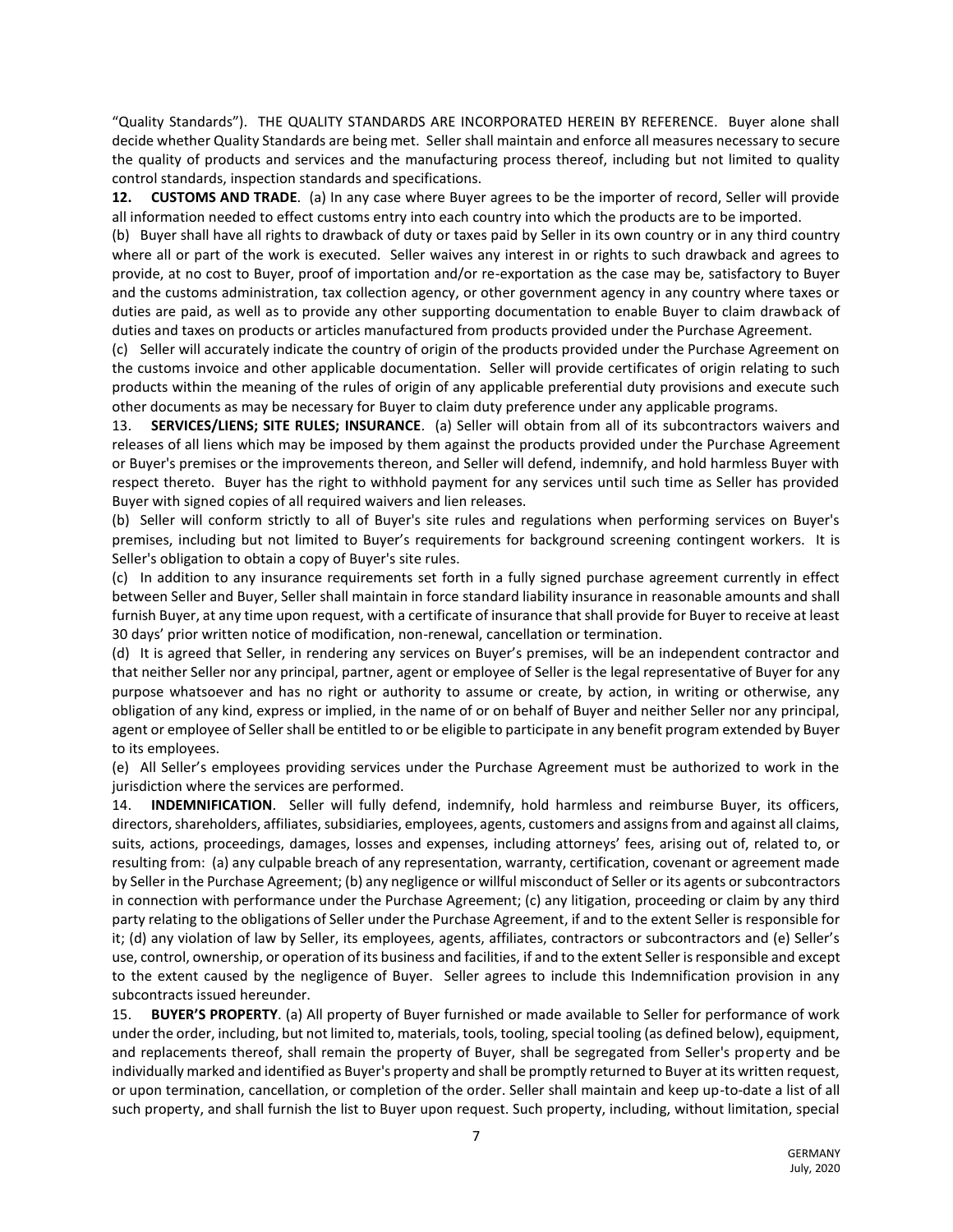"Quality Standards"). THE QUALITY STANDARDS ARE INCORPORATED HEREIN BY REFERENCE. Buyer alone shall decide whether Quality Standards are being met. Seller shall maintain and enforce all measures necessary to secure the quality of products and services and the manufacturing process thereof, including but not limited to quality control standards, inspection standards and specifications.

**12. CUSTOMS AND TRADE**. (a) In any case where Buyer agrees to be the importer of record, Seller will provide all information needed to effect customs entry into each country into which the products are to be imported.

(b) Buyer shall have all rights to drawback of duty or taxes paid by Seller in its own country or in any third country where all or part of the work is executed. Seller waives any interest in or rights to such drawback and agrees to provide, at no cost to Buyer, proof of importation and/or re-exportation as the case may be, satisfactory to Buyer and the customs administration, tax collection agency, or other government agency in any country where taxes or duties are paid, as well as to provide any other supporting documentation to enable Buyer to claim drawback of duties and taxes on products or articles manufactured from products provided under the Purchase Agreement.

(c) Seller will accurately indicate the country of origin of the products provided under the Purchase Agreement on the customs invoice and other applicable documentation. Seller will provide certificates of origin relating to such products within the meaning of the rules of origin of any applicable preferential duty provisions and execute such other documents as may be necessary for Buyer to claim duty preference under any applicable programs.

13. **SERVICES/LIENS; SITE RULES; INSURANCE**. (a) Seller will obtain from all of its subcontractors waivers and releases of all liens which may be imposed by them against the products provided under the Purchase Agreement or Buyer's premises or the improvements thereon, and Seller will defend, indemnify, and hold harmless Buyer with respect thereto. Buyer has the right to withhold payment for any services until such time as Seller has provided Buyer with signed copies of all required waivers and lien releases.

(b) Seller will conform strictly to all of Buyer's site rules and regulations when performing services on Buyer's premises, including but not limited to Buyer's requirements for background screening contingent workers. It is Seller's obligation to obtain a copy of Buyer's site rules.

(c) In addition to any insurance requirements set forth in a fully signed purchase agreement currently in effect between Seller and Buyer, Seller shall maintain in force standard liability insurance in reasonable amounts and shall furnish Buyer, at any time upon request, with a certificate of insurance that shall provide for Buyer to receive at least 30 days' prior written notice of modification, non-renewal, cancellation or termination.

(d) It is agreed that Seller, in rendering any services on Buyer's premises, will be an independent contractor and that neither Seller nor any principal, partner, agent or employee of Seller is the legal representative of Buyer for any purpose whatsoever and has no right or authority to assume or create, by action, in writing or otherwise, any obligation of any kind, express or implied, in the name of or on behalf of Buyer and neither Seller nor any principal, agent or employee of Seller shall be entitled to or be eligible to participate in any benefit program extended by Buyer to its employees.

(e) All Seller's employees providing services under the Purchase Agreement must be authorized to work in the jurisdiction where the services are performed.

14. **INDEMNIFICATION**. Seller will fully defend, indemnify, hold harmless and reimburse Buyer, its officers, directors, shareholders, affiliates, subsidiaries, employees, agents, customers and assigns from and against all claims, suits, actions, proceedings, damages, losses and expenses, including attorneys' fees, arising out of, related to, or resulting from: (a) any culpable breach of any representation, warranty, certification, covenant or agreement made by Seller in the Purchase Agreement; (b) any negligence or willful misconduct of Seller or its agents or subcontractors in connection with performance under the Purchase Agreement; (c) any litigation, proceeding or claim by any third party relating to the obligations of Seller under the Purchase Agreement, if and to the extent Seller is responsible for it; (d) any violation of law by Seller, its employees, agents, affiliates, contractors or subcontractors and (e) Seller's use, control, ownership, or operation of its business and facilities, if and to the extent Seller is responsible and except to the extent caused by the negligence of Buyer. Seller agrees to include this Indemnification provision in any subcontracts issued hereunder.

15. **BUYER'S PROPERTY**. (a) All property of Buyer furnished or made available to Seller for performance of work under the order, including, but not limited to, materials, tools, tooling, special tooling (as defined below), equipment, and replacements thereof, shall remain the property of Buyer, shall be segregated from Seller's property and be individually marked and identified as Buyer's property and shall be promptly returned to Buyer at its written request, or upon termination, cancellation, or completion of the order. Seller shall maintain and keep up-to-date a list of all such property, and shall furnish the list to Buyer upon request. Such property, including, without limitation, special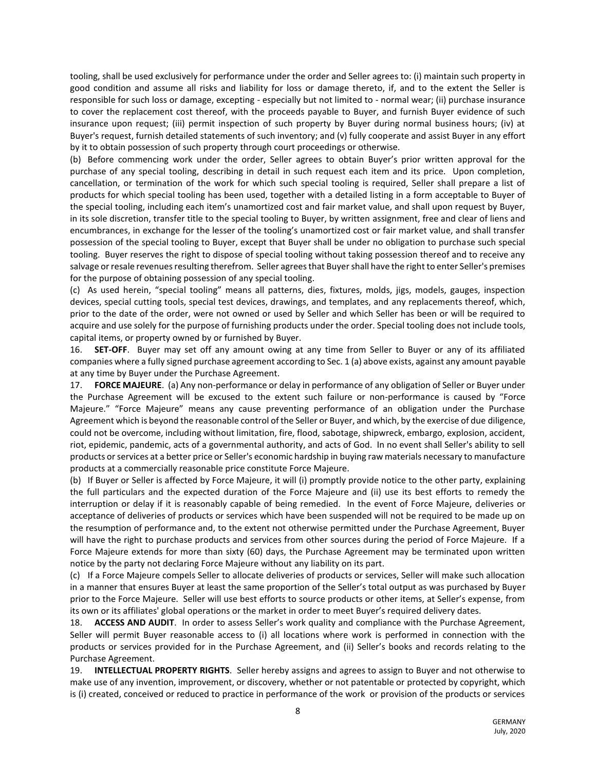tooling, shall be used exclusively for performance under the order and Seller agrees to: (i) maintain such property in good condition and assume all risks and liability for loss or damage thereto, if, and to the extent the Seller is responsible for such loss or damage, excepting - especially but not limited to - normal wear; (ii) purchase insurance to cover the replacement cost thereof, with the proceeds payable to Buyer, and furnish Buyer evidence of such insurance upon request; (iii) permit inspection of such property by Buyer during normal business hours; (iv) at Buyer's request, furnish detailed statements of such inventory; and (v) fully cooperate and assist Buyer in any effort by it to obtain possession of such property through court proceedings or otherwise.

(b) Before commencing work under the order, Seller agrees to obtain Buyer's prior written approval for the purchase of any special tooling, describing in detail in such request each item and its price. Upon completion, cancellation, or termination of the work for which such special tooling is required, Seller shall prepare a list of products for which special tooling has been used, together with a detailed listing in a form acceptable to Buyer of the special tooling, including each item's unamortized cost and fair market value, and shall upon request by Buyer, in its sole discretion, transfer title to the special tooling to Buyer, by written assignment, free and clear of liens and encumbrances, in exchange for the lesser of the tooling's unamortized cost or fair market value, and shall transfer possession of the special tooling to Buyer, except that Buyer shall be under no obligation to purchase such special tooling. Buyer reserves the right to dispose of special tooling without taking possession thereof and to receive any salvage or resale revenues resulting therefrom. Seller agrees that Buyer shall have the right to enter Seller's premises for the purpose of obtaining possession of any special tooling.

(c) As used herein, "special tooling" means all patterns, dies, fixtures, molds, jigs, models, gauges, inspection devices, special cutting tools, special test devices, drawings, and templates, and any replacements thereof, which, prior to the date of the order, were not owned or used by Seller and which Seller has been or will be required to acquire and use solely for the purpose of furnishing products under the order. Special tooling does not include tools, capital items, or property owned by or furnished by Buyer.

16. **SET-OFF**. Buyer may set off any amount owing at any time from Seller to Buyer or any of its affiliated companies where a fully signed purchase agreement according to Sec. 1 (a) above exists, against any amount payable at any time by Buyer under the Purchase Agreement.

17. **FORCE MAJEURE**. (a) Any non-performance or delay in performance of any obligation of Seller or Buyer under the Purchase Agreement will be excused to the extent such failure or non-performance is caused by "Force Majeure." "Force Majeure" means any cause preventing performance of an obligation under the Purchase Agreement which is beyond the reasonable control of the Seller or Buyer, and which, by the exercise of due diligence, could not be overcome, including without limitation, fire, flood, sabotage, shipwreck, embargo, explosion, accident, riot, epidemic, pandemic, acts of a governmental authority, and acts of God. In no event shall Seller's ability to sell products or services at a better price or Seller's economic hardship in buying raw materials necessary to manufacture products at a commercially reasonable price constitute Force Majeure.

(b) If Buyer or Seller is affected by Force Majeure, it will (i) promptly provide notice to the other party, explaining the full particulars and the expected duration of the Force Majeure and (ii) use its best efforts to remedy the interruption or delay if it is reasonably capable of being remedied. In the event of Force Majeure, deliveries or acceptance of deliveries of products or services which have been suspended will not be required to be made up on the resumption of performance and, to the extent not otherwise permitted under the Purchase Agreement, Buyer will have the right to purchase products and services from other sources during the period of Force Majeure. If a Force Majeure extends for more than sixty (60) days, the Purchase Agreement may be terminated upon written notice by the party not declaring Force Majeure without any liability on its part.

(c) If a Force Majeure compels Seller to allocate deliveries of products or services, Seller will make such allocation in a manner that ensures Buyer at least the same proportion of the Seller's total output as was purchased by Buyer prior to the Force Majeure. Seller will use best efforts to source products or other items, at Seller's expense, from its own or its affiliates' global operations or the market in order to meet Buyer's required delivery dates.

18. **ACCESS AND AUDIT**. In order to assess Seller's work quality and compliance with the Purchase Agreement, Seller will permit Buyer reasonable access to (i) all locations where work is performed in connection with the products or services provided for in the Purchase Agreement, and (ii) Seller's books and records relating to the Purchase Agreement.

19. **INTELLECTUAL PROPERTY RIGHTS**. Seller hereby assigns and agrees to assign to Buyer and not otherwise to make use of any invention, improvement, or discovery, whether or not patentable or protected by copyright, which is (i) created, conceived or reduced to practice in performance of the work or provision of the products or services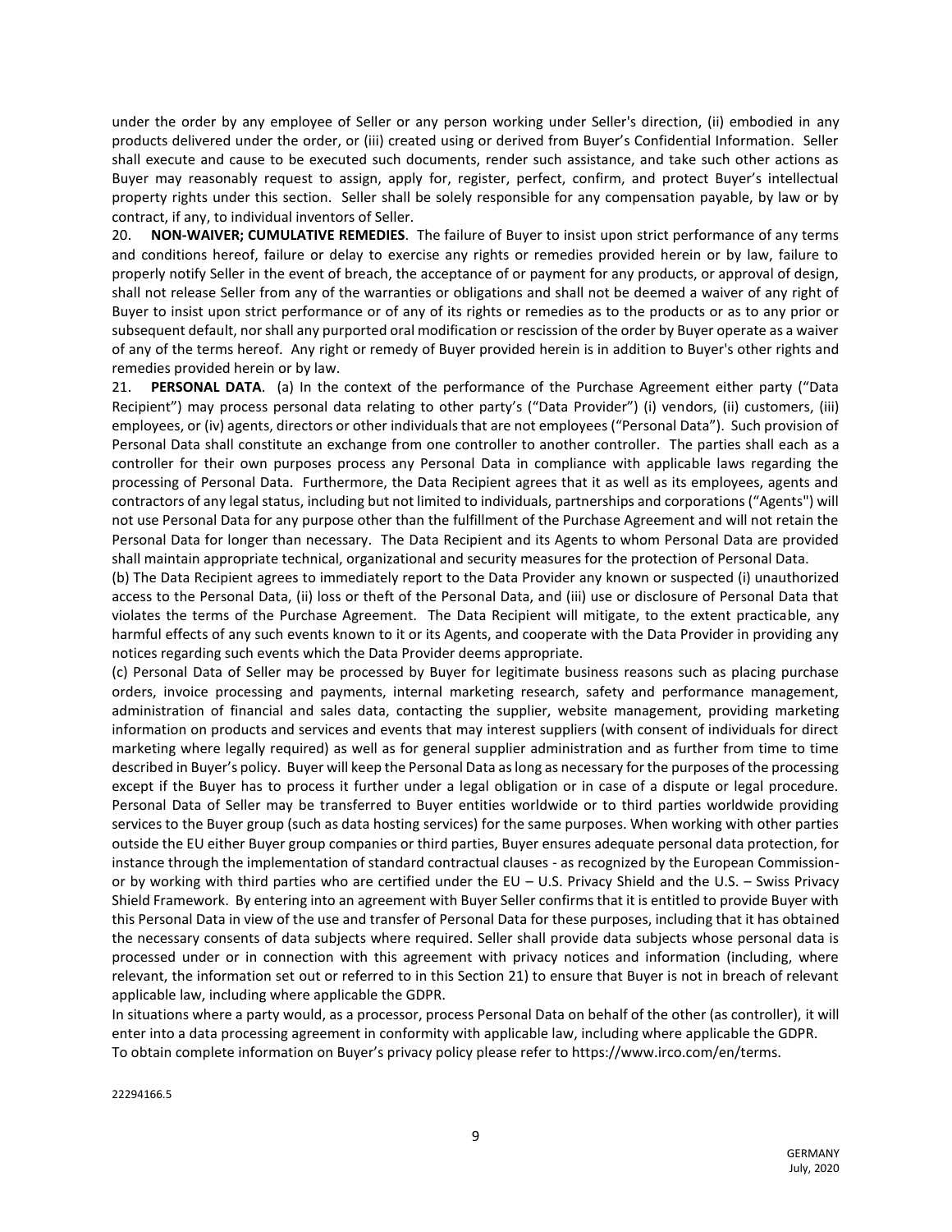under the order by any employee of Seller or any person working under Seller's direction, (ii) embodied in any products delivered under the order, or (iii) created using or derived from Buyer's Confidential Information. Seller shall execute and cause to be executed such documents, render such assistance, and take such other actions as Buyer may reasonably request to assign, apply for, register, perfect, confirm, and protect Buyer's intellectual property rights under this section. Seller shall be solely responsible for any compensation payable, by law or by contract, if any, to individual inventors of Seller.

20. **NON-WAIVER; CUMULATIVE REMEDIES**. The failure of Buyer to insist upon strict performance of any terms and conditions hereof, failure or delay to exercise any rights or remedies provided herein or by law, failure to properly notify Seller in the event of breach, the acceptance of or payment for any products, or approval of design, shall not release Seller from any of the warranties or obligations and shall not be deemed a waiver of any right of Buyer to insist upon strict performance or of any of its rights or remedies as to the products or as to any prior or subsequent default, nor shall any purported oral modification or rescission of the order by Buyer operate as a waiver of any of the terms hereof. Any right or remedy of Buyer provided herein is in addition to Buyer's other rights and remedies provided herein or by law.

21. **PERSONAL DATA**. (a) In the context of the performance of the Purchase Agreement either party ("Data Recipient") may process personal data relating to other party's ("Data Provider") (i) vendors, (ii) customers, (iii) employees, or (iv) agents, directors or other individuals that are not employees ("Personal Data"). Such provision of Personal Data shall constitute an exchange from one controller to another controller. The parties shall each as a controller for their own purposes process any Personal Data in compliance with applicable laws regarding the processing of Personal Data. Furthermore, the Data Recipient agrees that it as well as its employees, agents and contractors of any legal status, including but not limited to individuals, partnerships and corporations ("Agents") will not use Personal Data for any purpose other than the fulfillment of the Purchase Agreement and will not retain the Personal Data for longer than necessary. The Data Recipient and its Agents to whom Personal Data are provided shall maintain appropriate technical, organizational and security measures for the protection of Personal Data.

(b) The Data Recipient agrees to immediately report to the Data Provider any known or suspected (i) unauthorized access to the Personal Data, (ii) loss or theft of the Personal Data, and (iii) use or disclosure of Personal Data that violates the terms of the Purchase Agreement. The Data Recipient will mitigate, to the extent practicable, any harmful effects of any such events known to it or its Agents, and cooperate with the Data Provider in providing any notices regarding such events which the Data Provider deems appropriate.

(c) Personal Data of Seller may be processed by Buyer for legitimate business reasons such as placing purchase orders, invoice processing and payments, internal marketing research, safety and performance management, administration of financial and sales data, contacting the supplier, website management, providing marketing information on products and services and events that may interest suppliers (with consent of individuals for direct marketing where legally required) as well as for general supplier administration and as further from time to time described in Buyer's policy. Buyer will keep the Personal Data as long as necessary for the purposes of the processing except if the Buyer has to process it further under a legal obligation or in case of a dispute or legal procedure. Personal Data of Seller may be transferred to Buyer entities worldwide or to third parties worldwide providing services to the Buyer group (such as data hosting services) for the same purposes. When working with other parties outside the EU either Buyer group companies or third parties, Buyer ensures adequate personal data protection, for instance through the implementation of standard contractual clauses - as recognized by the European Commission- or by working with third parties who are certified under the EU – U.S. Privacy Shield and the U.S. – Swiss Privacy Shield Framework. By entering into an agreement with Buyer Seller confirms that it is entitled to provide Buyer with this Personal Data in view of the use and transfer of Personal Data for these purposes, including that it has obtained the necessary consents of data subjects where required. Seller shall provide data subjects whose personal data is processed under or in connection with this agreement with privacy notices and information (including, where relevant, the information set out or referred to in this Section 21) to ensure that Buyer is not in breach of relevant applicable law, including where applicable the GDPR.

In situations where a party would, as a processor, process Personal Data on behalf of the other (as controller), it will enter into a data processing agreement in conformity with applicable law, including where applicable the GDPR.

To obtain complete information on Buyer's privacy policy please refer to https://www.irco.com/en/terms.